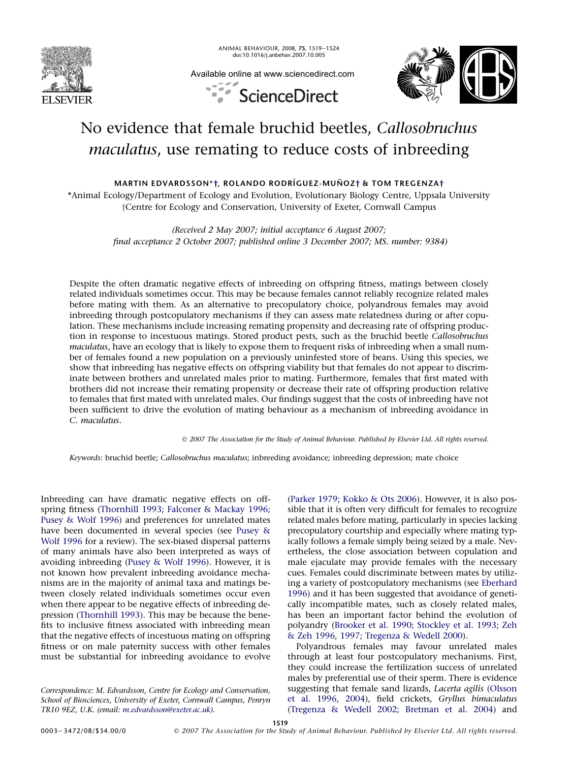# No evidence that female bruchid beetles, *Callosobruchus maculatus*, use remating to reduce costs of inbreeding

**MARTIN EDVARDSSON*†, ROLANDO RODRÍGUEZ-MUÑOZ† & TOM TREGENZA†**

*Animal Ecology/Department of Ecology and Evolution, Evolutionary Biology Centre, Uppsala University
†Centre for Ecology and Conservation, University of Exeter, Cornwall Campus

*(Received 2 May 2007; initial acceptance 6 August 2007; final acceptance 2 October 2007; published online 3 December 2007; MS. number: 9384)*

Despite the often dramatic negative effects of inbreeding on offspring fitness, matings between closely related individuals sometimes occur. This may be because females cannot reliably recognize related males before mating with them. As an alternative to precopulatory choice, polyandrous females may avoid inbreeding through postcopulatory mechanisms if they can assess mate relatedness during or after copulation. These mechanisms include increasing remating propensity and decreasing rate of offspring production in response to incestuous matings. Stored product pests, such as the bruchid beetle *Callosobruchus maculatus*, have an ecology that is likely to expose them to frequent risks of inbreeding when a small number of females found a new population on a previously uninfested store of beans. Using this species, we show that inbreeding has negative effects on offspring viability but that females do not appear to discriminate between brothers and unrelated males prior to mating. Furthermore, females that first mated with brothers did not increase their remating propensity or decrease their rate of offspring production relative to females that first mated with unrelated males. Our findings suggest that the costs of inbreeding have not been sufficient to drive the evolution of mating behaviour as a mechanism of inbreeding avoidance in *C. maculatus*.

© 2007 The Association for the Study of Animal Behaviour. Published by Elsevier Ltd. All rights reserved.

*Keywords*: bruchid beetle; *Callosobruchus maculatus*; inbreeding avoidance; inbreeding depression; mate choice

Inbreeding can have dramatic negative effects on offspring fitness (Thornhill 1993; Falconer & Mackay 1996; Pusey & Wolf 1996) and preferences for unrelated mates have been documented in several species (see Pusey & Wolf 1996 for a review). The sex-biased dispersal patterns of many animals have also been interpreted as ways of avoiding inbreeding (Pusey & Wolf 1996). However, it is not known how prevalent inbreeding avoidance mechanisms are in the majority of animal taxa and matings between closely related individuals sometimes occur even when there appear to be negative effects of inbreeding depression (Thornhill 1993). This may be because the benefits to inclusive fitness associated with inbreeding mean that the negative effects of incestuous mating on offspring fitness or on male paternity success with other females must be substantial for inbreeding avoidance to evolve (Parker 1979; Kokko & Ots 2006). However, it is also possible that it is often very difficult for females to recognize related males before mating, particularly in species lacking precopulatory courtship and especially where mating typically follows a female simply being seized by a male. Nevertheless, the close association between copulation and male ejaculate may provide females with the necessary cues. Females could discriminate between mates by utilizing a variety of postcopulatory mechanisms (see Eberhard 1996) and it has been suggested that avoidance of genetically incompatible mates, such as closely related males, has been an important factor behind the evolution of polyandry (Brooker et al. 1990; Stockley et al. 1993; Zeh & Zeh 1996, 1997; Tregenza & Wedell 2000).

Polyandrous females may favour unrelated males through at least four postcopulatory mechanisms. First, they could increase the fertilization success of unrelated males by preferential use of their sperm. There is evidence suggesting that female sand lizards, *Lacerta agilis* (Olsson et al. 1996, 2004), field crickets, *Gryllus bimaculatus* (Tregenza & Wedell 2002; Bretman et al. 2004) and

Correspondence: M. Edvardsson, Centre for Ecology and Conservation, School of Biosciences, University of Exeter, Cornwall Campus, Penryn TR10 9EZ, U.K. (email: m.edvardsson@exeter.ac.uk).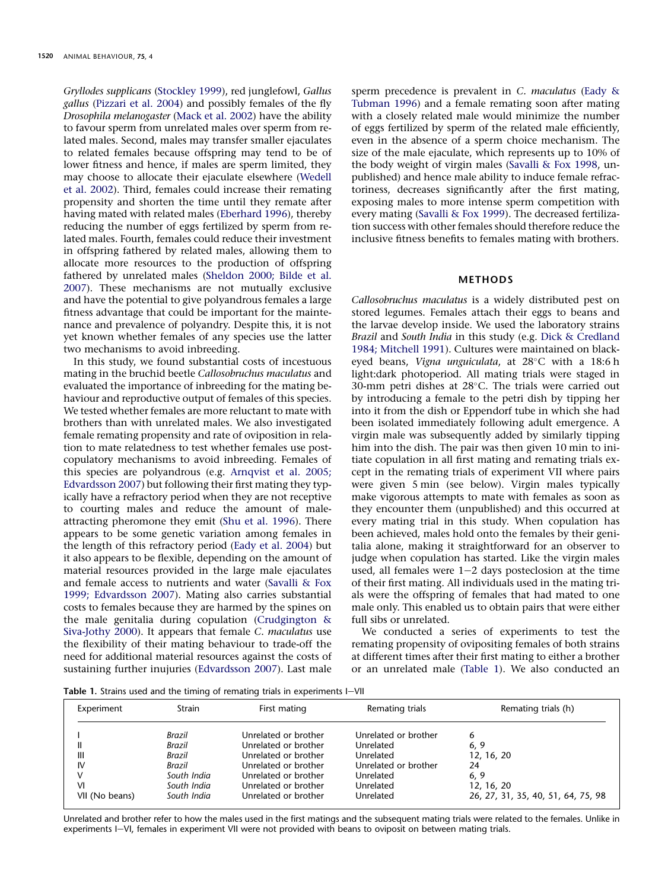*Gryllodes supplicans* (Stockley 1999), red junglefowl, *Gallus gallus* (Pizzari et al. 2004) and possibly females of the fly *Drosophila melanogaster* (Mack et al. 2002) have the ability to favour sperm from unrelated males over sperm from related males. Second, males may transfer smaller ejaculates to related females because offspring may tend to be of lower fitness and hence, if males are sperm limited, they may choose to allocate their ejaculate elsewhere (Wedell et al. 2002). Third, females could increase their remating propensity and shorten the time until they remate after having mated with related males (Eberhard 1996), thereby reducing the number of eggs fertilized by sperm from related males. Fourth, females could reduce their investment in offspring fathered by related males, allowing them to allocate more resources to the production of offspring fathered by unrelated males (Sheldon 2000; Bilde et al. 2007). These mechanisms are not mutually exclusive and have the potential to give polyandrous females a large fitness advantage that could be important for the maintenance and prevalence of polyandry. Despite this, it is not yet known whether females of any species use the latter two mechanisms to avoid inbreeding.

In this study, we found substantial costs of incestuous mating in the bruchid beetle *Callosobruchus maculatus* and evaluated the importance of inbreeding for the mating behaviour and reproductive output of females of this species. We tested whether females are more reluctant to mate with brothers than with unrelated males. We also investigated female remating propensity and rate of oviposition in relation to mate relatedness to test whether females use postcopulatory mechanisms to avoid inbreeding. Females of this species are polyandrous (e.g. Arnqvist et al. 2005; Edvardsson 2007) but following their first mating they typically have a refractory period when they are not receptive to courting males and reduce the amount of male-attracting pheromone they emit (Shu et al. 1996). There appears to be some genetic variation among females in the length of this refractory period (Eady et al. 2004) but it also appears to be flexible, depending on the amount of material resources provided in the large male ejaculates and female access to nutrients and water (Savalli & Fox 1999; Edvardsson 2007). Mating also carries substantial costs to females because they are harmed by the spines on the male genitalia during copulation (Crudgington & Siva-Jothy 2000). It appears that female *C. maculatus* use the flexibility of their mating behaviour to trade-off the need for additional material resources against the costs of sustaining further injuries (Edvardsson 2007). Last male sperm precedence is prevalent in *C. maculatus* (Eady & Tubman 1996) and a female remating soon after mating with a closely related male would minimize the number of eggs fertilized by sperm of the related male efficiently, even in the absence of a sperm choice mechanism. The size of the male ejaculate, which represents up to 10% of the body weight of virgin males (Savalli & Fox 1998, unpublished) and hence male ability to induce female refractoriness, decreases significantly after the first mating, exposing males to more intense sperm competition with every mating (Savalli & Fox 1999). The decreased fertilization success with other females should therefore reduce the inclusive fitness benefits to females mating with brothers.

## METHODS

*Callosobruchus maculatus* is a widely distributed pest on stored legumes. Females attach their eggs to beans and the larvae develop inside. We used the laboratory strains *Brazil* and *South India* in this study (e.g. Dick & Credland 1984; Mitchell 1991). Cultures were maintained on black-eyed beans, *Vigna unguiculata*, at 28°C with a 18:6 h light:dark photoperiod. All mating trials were staged in 30-mm petri dishes at 28°C. The trials were carried out by introducing a female to the petri dish by tipping her into it from the dish or Eppendorf tube in which she had been isolated immediately following adult emergence. A virgin male was subsequently added by similarly tipping him into the dish. The pair was then given 10 min to initiate copulation in all first mating and remating trials except in the remating trials of experiment VII where pairs were given 5 min (see below). Virgin males typically make vigorous attempts to mate with females as soon as they encounter them (unpublished) and this occurred at every mating trial in this study. When copulation has been achieved, males hold onto the females by their genitalia alone, making it straightforward for an observer to judge when copulation has started. Like the virgin males used, all females were 1−2 days posteclosion at the time of their first mating. All individuals used in the mating trials were the offspring of females that had mated to one male only. This enabled us to obtain pairs that were either full sibs or unrelated.

We conducted a series of experiments to test the remating propensity of ovipositing females of both strains at different times after their first mating to either a brother or an unrelated male (Table 1). We also conducted an

**Table 1.** Strains used and the timing of remating trials in experiments I−VII

| Experiment | Strain | First mating | Remating trials | Remating trials (h) |
|---|---|---|---|---|
| I | *Brazil* | Unrelated or brother | Unrelated or brother | 6 |
| II | *Brazil* | Unrelated or brother | Unrelated | 6, 9 |
| III | *Brazil* | Unrelated or brother | Unrelated | 12, 16, 20 |
| IV | *Brazil* | Unrelated or brother | Unrelated or brother | 24 |
| V | *South India* | Unrelated or brother | Unrelated | 6, 9 |
| VI | *South India* | Unrelated or brother | Unrelated | 12, 16, 20 |
| VII (No beans) | *South India* | Unrelated or brother | Unrelated | 26, 27, 31, 35, 40, 51, 64, 75, 98 |

Unrelated and brother refer to how the males used in the first matings and the subsequent mating trials were related to the females. Unlike in experiments I−VI, females in experiment VII were not provided with beans to oviposit on between mating trials.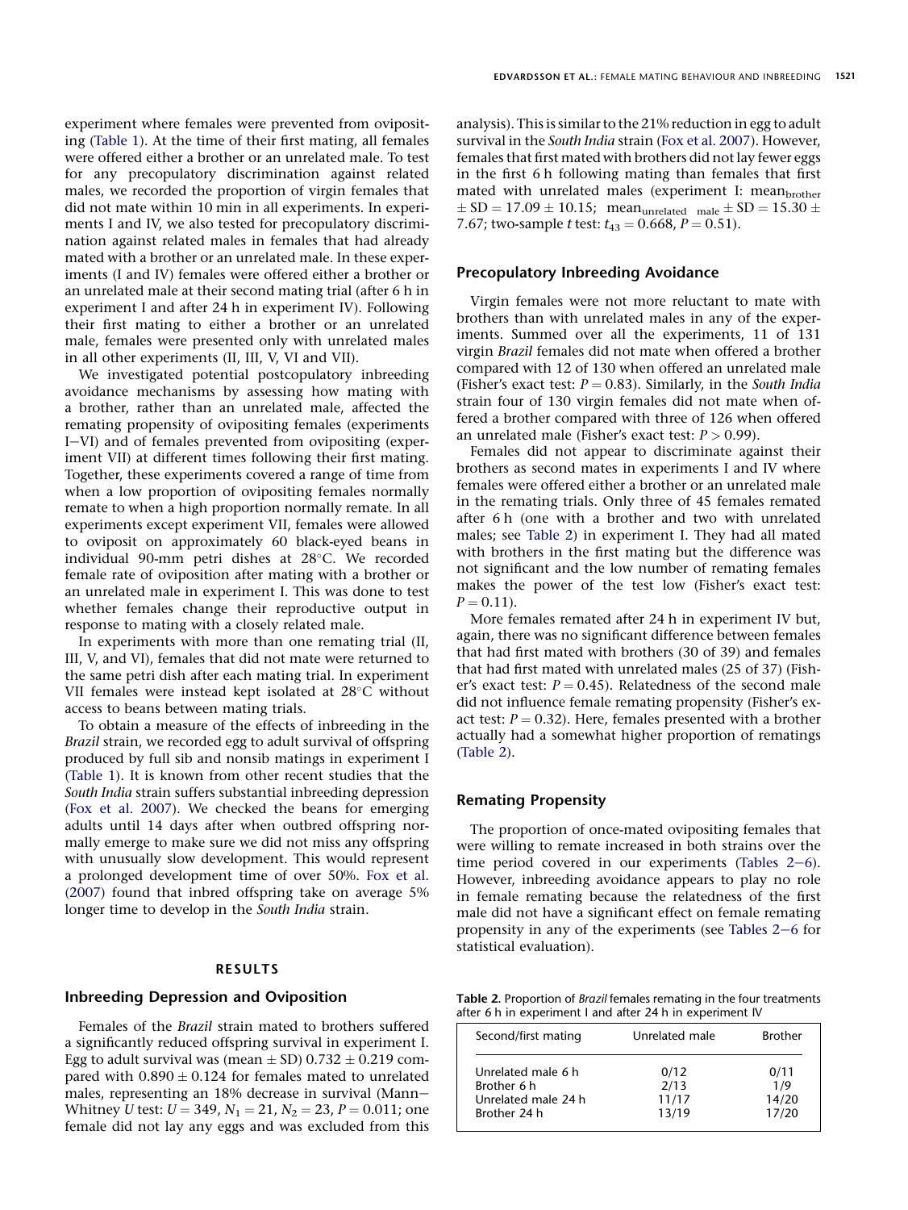experiment where females were prevented from ovipositing (Table 1). At the time of their first mating, all females were offered either a brother or an unrelated male. To test for any precopulatory discrimination against related males, we recorded the proportion of virgin females that did not mate within 10 min in all experiments. In experiments I and IV, we also tested for precopulatory discrimination against related males in females that had already mated with a brother or an unrelated male. In these experiments (I and IV) females were offered either a brother or an unrelated male at their second mating trial (after 6 h in experiment I and after 24 h in experiment IV). Following their first mating to either a brother or an unrelated male, females were presented only with unrelated males in all other experiments (II, III, V, VI and VII).

We investigated potential postcopulatory inbreeding avoidance mechanisms by assessing how mating with a brother, rather than an unrelated male, affected the remating propensity of ovipositing females (experiments I–VI) and of females prevented from ovipositing (experiment VII) at different times following their first mating. Together, these experiments covered a range of time from when a low proportion of ovipositing females normally remate to when a high proportion normally remate. In all experiments except experiment VII, females were allowed to oviposit on approximately 60 black-eyed beans in individual 90-mm petri dishes at 28°C. We recorded female rate of oviposition after mating with a brother or an unrelated male in experiment I. This was done to test whether females change their reproductive output in response to mating with a closely related male.

In experiments with more than one remating trial (II, III, V, and VI), females that did not mate were returned to the same petri dish after each mating trial. In experiment VII females were instead kept isolated at 28°C without access to beans between mating trials.

To obtain a measure of the effects of inbreeding in the *Brazil* strain, we recorded egg to adult survival of offspring produced by full sib and nonsib matings in experiment I (Table 1). It is known from other recent studies that the *South India* strain suffers substantial inbreeding depression (Fox et al. 2007). We checked the beans for emerging adults until 14 days after when outbred offspring normally emerge to make sure we did not miss any offspring with unusually slow development. This would represent a prolonged development time of over 50%. Fox et al. (2007) found that inbred offspring take on average 5% longer time to develop in the *South India* strain.

## RESULTS

### Inbreeding Depression and Oviposition

Females of the *Brazil* strain mated to brothers suffered a significantly reduced offspring survival in experiment I. Egg to adult survival was (mean ± SD) 0.732 ± 0.219 compared with 0.890 ± 0.124 for females mated to unrelated males, representing an 18% decrease in survival (Mann–Whitney *U* test: $U = 349$, $N_1 = 21$, $N_2 = 23$, $P = 0.011$; one female did not lay any eggs and was excluded from this analysis). This is similar to the 21% reduction in egg to adult survival in the *South India* strain (Fox et al. 2007). However, females that first mated with brothers did not lay fewer eggs in the first 6 h following mating than females that first mated with unrelated males (experiment I: $\text{mean}_{\text{brother}} \pm \text{SD} = 17.09 \pm 10.15$; $\text{mean}_{\text{unrelated male}} \pm \text{SD} = 15.30 \pm 7.67$; two-sample *t* test: $t_{43} = 0.668$, $P = 0.51$).

### Precopulatory Inbreeding Avoidance

Virgin females were not more reluctant to mate with brothers than with unrelated males in any of the experiments. Summed over all the experiments, 11 of 131 virgin *Brazil* females did not mate when offered a brother compared with 12 of 130 when offered an unrelated male (Fisher's exact test: $P = 0.83$). Similarly, in the *South India* strain four of 130 virgin females did not mate when offered a brother compared with three of 126 when offered an unrelated male (Fisher's exact test: $P > 0.99$).

Females did not appear to discriminate against their brothers as second mates in experiments I and IV where females were offered either a brother or an unrelated male in the remating trials. Only three of 45 females remated after 6 h (one with a brother and two with unrelated males; see Table 2) in experiment I. They had all mated with brothers in the first mating but the difference was not significant and the low number of remating females makes the power of the test low (Fisher's exact test: $P = 0.11$).

More females remated after 24 h in experiment IV but, again, there was no significant difference between females that had first mated with brothers (30 of 39) and females that had first mated with unrelated males (25 of 37) (Fisher's exact test: $P = 0.45$). Relatedness of the second male did not influence female remating propensity (Fisher's exact test: $P = 0.32$). Here, females presented with a brother actually had a somewhat higher proportion of rematings (Table 2).

### Remating Propensity

The proportion of once-mated ovipositing females that were willing to remate increased in both strains over the time period covered in our experiments (Tables 2–6). However, inbreeding avoidance appears to play no role in female remating because the relatedness of the first male did not have a significant effect on female remating propensity in any of the experiments (see Tables 2–6 for statistical evaluation).

**Table 2.** Proportion of *Brazil* females remating in the four treatments after 6 h in experiment I and after 24 h in experiment IV

| Second/first mating | Unrelated male | Brother |
|---|---|---|
| Unrelated male 6 h | 0/12 | 0/11 |
| Brother 6 h | 2/13 | 1/9 |
| Unrelated male 24 h | 11/17 | 14/20 |
| Brother 24 h | 13/19 | 17/20 |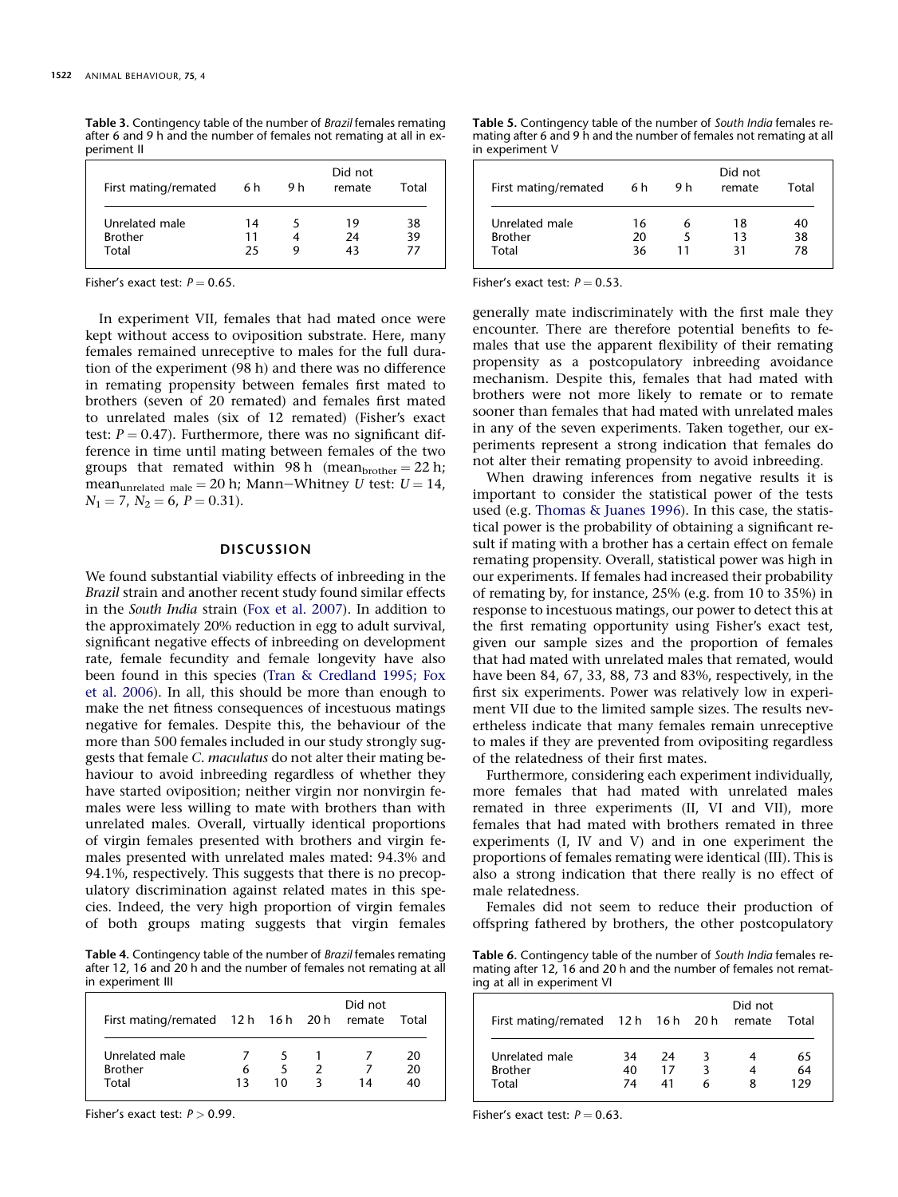**Table 3.** Contingency table of the number of *Brazil* females remating after 6 and 9 h and the number of females not remating at all in experiment II

| First mating/remated | 6 h | 9 h | Did not remate | Total |
|---|---|---|---|---|
| Unrelated male | 14 | 5 | 19 | 38 |
| Brother | 11 | 4 | 24 | 39 |
| Total | 25 | 9 | 43 | 77 |

Fisher's exact test: $P = 0.65$.

In experiment VII, females that had mated once were kept without access to oviposition substrate. Here, many females remained unreceptive to males for the full duration of the experiment (98 h) and there was no difference in remating propensity between females first mated to brothers (seven of 20 remated) and females first mated to unrelated males (six of 12 remated) (Fisher's exact test: $P = 0.47$). Furthermore, there was no significant difference in time until mating between females of the two groups that remated within 98 h ($\text{mean}_{\text{brother}} = 22$ h; $\text{mean}_{\text{unrelated male}} = 20$ h; Mann–Whitney $U$ test: $U = 14$, $N_1 = 7$, $N_2 = 6$, $P = 0.31$).

## DISCUSSION

We found substantial viability effects of inbreeding in the *Brazil* strain and another recent study found similar effects in the *South India* strain (Fox et al. 2007). In addition to the approximately 20% reduction in egg to adult survival, significant negative effects of inbreeding on development rate, female fecundity and female longevity have also been found in this species (Tran & Credland 1995; Fox et al. 2006). In all, this should be more than enough to make the net fitness consequences of incestuous matings negative for females. Despite this, the behaviour of the more than 500 females included in our study strongly suggests that female *C. maculatus* do not alter their mating behaviour to avoid inbreeding regardless of whether they have started oviposition; neither virgin nor nonvirgin females were less willing to mate with brothers than with unrelated males. Overall, virtually identical proportions of virgin females presented with brothers and virgin females presented with unrelated males mated: 94.3% and 94.1%, respectively. This suggests that there is no precopulatory discrimination against related mates in this species. Indeed, the very high proportion of virgin females of both groups mating suggests that virgin females generally mate indiscriminately with the first male they encounter. There are therefore potential benefits to females that use the apparent flexibility of their remating propensity as a postcopulatory inbreeding avoidance mechanism. Despite this, females that had mated with brothers were not more likely to remate or to remate sooner than females that had mated with unrelated males in any of the seven experiments. Taken together, our experiments represent a strong indication that females do not alter their remating propensity to avoid inbreeding.

**Table 4.** Contingency table of the number of *Brazil* females remating after 12, 16 and 20 h and the number of females not remating at all in experiment III

| First mating/remated | 12 h | 16 h | 20 h | Did not remate | Total |
|---|---|---|---|---|---|
| Unrelated male | 7 | 5 | 1 | 7 | 20 |
| Brother | 6 | 5 | 2 | 7 | 20 |
| Total | 13 | 10 | 3 | 14 | 40 |

Fisher's exact test: $P > 0.99$.

**Table 5.** Contingency table of the number of *South India* females remating after 6 and 9 h and the number of females not remating at all in experiment V

| First mating/remated | 6 h | 9 h | Did not remate | Total |
|---|---|---|---|---|
| Unrelated male | 16 | 6 | 18 | 40 |
| Brother | 20 | 5 | 13 | 38 |
| Total | 36 | 11 | 31 | 78 |

Fisher's exact test: $P = 0.53$.

When drawing inferences from negative results it is important to consider the statistical power of the tests used (e.g. Thomas & Juanes 1996). In this case, the statistical power is the probability of obtaining a significant result if mating with a brother has a certain effect on female remating propensity. Overall, statistical power was high in our experiments. If females had increased their probability of remating by, for instance, 25% (e.g. from 10 to 35%) in response to incestuous matings, our power to detect this at the first remating opportunity using Fisher's exact test, given our sample sizes and the proportion of females that had mated with unrelated males that remated, would have been 84, 67, 33, 88, 73 and 83%, respectively, in the first six experiments. Power was relatively low in experiment VII due to the limited sample sizes. The results nevertheless indicate that many females remain unreceptive to males if they are prevented from ovipositing regardless of the relatedness of their first mates.

Furthermore, considering each experiment individually, more females that had mated with unrelated males remated in three experiments (II, VI and VII), more females that had mated with brothers remated in three experiments (I, IV and V) and in one experiment the proportions of females remating were identical (III). This is also a strong indication that there really is no effect of male relatedness.

Females did not seem to reduce their production of offspring fathered by brothers, the other postcopulatory

**Table 6.** Contingency table of the number of *South India* females remating after 12, 16 and 20 h and the number of females not remating at all in experiment VI

| First mating/remated | 12 h | 16 h | 20 h | Did not remate | Total |
|---|---|---|---|---|---|
| Unrelated male | 34 | 24 | 3 | 4 | 65 |
| Brother | 40 | 17 | 3 | 4 | 64 |
| Total | 74 | 41 | 6 | 8 | 129 |

Fisher's exact test: $P = 0.63$.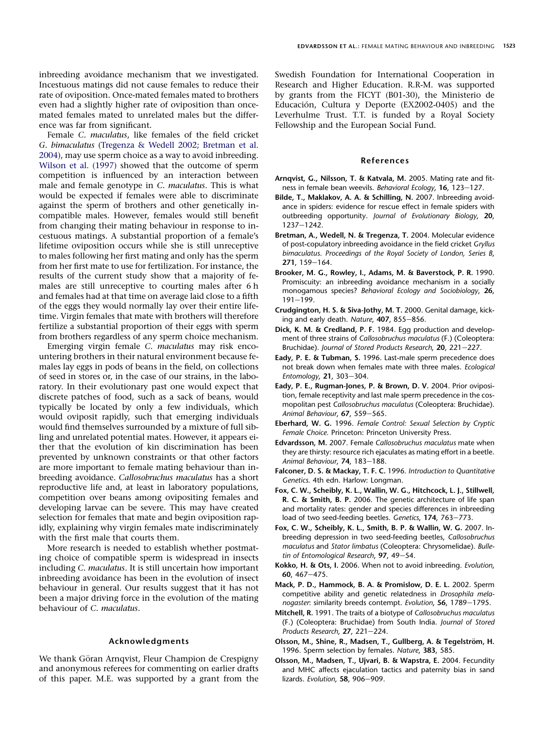inbreeding avoidance mechanism that we investigated. Incestuous matings did not cause females to reduce their rate of oviposition. Once-mated females mated to brothers even had a slightly higher rate of oviposition than once-mated females mated to unrelated males but the difference was far from significant.

Female *C. maculatus*, like females of the field cricket *G. bimaculatus* (Tregenza & Wedell 2002; Bretman et al. 2004), may use sperm choice as a way to avoid inbreeding. Wilson et al. (1997) showed that the outcome of sperm competition is influenced by an interaction between male and female genotype in *C. maculatus*. This is what would be expected if females were able to discriminate against the sperm of brothers and other genetically incompatible males. However, females would still benefit from changing their mating behaviour in response to incestuous matings. A substantial proportion of a female's lifetime oviposition occurs while she is still unreceptive to males following her first mating and only has the sperm from her first mate to use for fertilization. For instance, the results of the current study show that a majority of females are still unreceptive to courting males after 6 h and females had at that time on average laid close to a fifth of the eggs they would normally lay over their entire lifetime. Virgin females that mate with brothers will therefore fertilize a substantial proportion of their eggs with sperm from brothers regardless of any sperm choice mechanism.

Emerging virgin female *C. maculatus* may risk encountering brothers in their natural environment because females lay eggs in pods of beans in the field, on collections of seed in stores or, in the case of our strains, in the laboratory. In their evolutionary past one would expect that discrete patches of food, such as a sack of beans, would typically be located by only a few individuals, which would oviposit rapidly, such that emerging individuals would find themselves surrounded by a mixture of full sibling and unrelated potential mates. However, it appears either that the evolution of kin discrimination has been prevented by unknown constraints or that other factors are more important to female mating behaviour than inbreeding avoidance. *Callosobruchus maculatus* has a short reproductive life and, at least in laboratory populations, competition over beans among ovipositing females and developing larvae can be severe. This may have created selection for females that mate and begin oviposition rapidly, explaining why virgin females mate indiscriminately with the first male that courts them.

More research is needed to establish whether postmating choice of compatible sperm is widespread in insects including *C. maculatus*. It is still uncertain how important inbreeding avoidance has been in the evolution of insect behaviour in general. Our results suggest that it has not been a major driving force in the evolution of the mating behaviour of *C. maculatus*.

## Acknowledgments

We thank Göran Arnqvist, Fleur Champion de Crespigny and anonymous referees for commenting on earlier drafts of this paper. M.E. was supported by a grant from the Swedish Foundation for International Cooperation in Research and Higher Education. R.R-M. was supported by grants from the FICYT (B01-30), the Ministerio de Educación, Cultura y Deporte (EX2002-0405) and the Leverhulme Trust. T.T. is funded by a Royal Society Fellowship and the European Social Fund.

## References

**Arnqvist, G., Nilsson, T. & Katvala, M.** 2005. Mating rate and fitness in female bean weevils. *Behavioral Ecology*, **16**, 123–127.

**Bilde, T., Maklakov, A. A. & Schilling, N.** 2007. Inbreeding avoidance in spiders: evidence for rescue effect in female spiders with outbreeding opportunity. *Journal of Evolutionary Biology*, **20**, 1237–1242.

**Bretman, A., Wedell, N. & Tregenza, T.** 2004. Molecular evidence of post-copulatory inbreeding avoidance in the field cricket *Gryllus bimaculatus*. *Proceedings of the Royal Society of London, Series B*, **271**, 159–164.

**Brooker, M. G., Rowley, I., Adams, M. & Baverstock, P. R.** 1990. Promiscuity: an inbreeding avoidance mechanism in a socially monogamous species? *Behavioral Ecology and Sociobiology*, **26**, 191–199.

**Crudgington, H. S. & Siva-Jothy, M. T.** 2000. Genital damage, kicking and early death. *Nature*, **407**, 855–856.

**Dick, K. M. & Credland, P. F.** 1984. Egg production and development of three strains of *Callosobruchus maculatus* (F.) (Coleoptera: Bruchidae). *Journal of Stored Products Research*, **20**, 221–227.

**Eady, P. E. & Tubman, S.** 1996. Last-male sperm precedence does not break down when females mate with three males. *Ecological Entomology*, **21**, 303–304.

**Eady, P. E., Rugman-Jones, P. & Brown, D. V.** 2004. Prior oviposition, female receptivity and last male sperm precedence in the cosmopolitan pest *Callosobruchus maculatus* (Coleoptera: Bruchidae). *Animal Behaviour*, **67**, 559–565.

**Eberhard, W. G.** 1996. *Female Control: Sexual Selection by Cryptic Female Choice.* Princeton: Princeton University Press.

**Edvardsson, M.** 2007. Female *Callosobruchus maculatus* mate when they are thirsty: resource rich ejaculates as mating effort in a beetle. *Animal Behaviour*, **74**, 183–188.

**Falconer, D. S. & Mackay, T. F. C.** 1996. *Introduction to Quantitative Genetics.* 4th edn. Harlow: Longman.

**Fox, C. W., Scheibly, K. L., Wallin, W. G., Hitchcock, L. J., Stillwell, R. C. & Smith, B. P.** 2006. The genetic architecture of life span and mortality rates: gender and species differences in inbreeding load of two seed-feeding beetles. *Genetics*, **174**, 763–773.

**Fox, C. W., Scheibly, K. L., Smith, B. P. & Wallin, W. G.** 2007. Inbreeding depression in two seed-feeding beetles, *Callosobruchus maculatus* and *Stator limbatus* (Coleoptera: Chrysomelidae). *Bulletin of Entomological Research*, **97**, 49–54.

**Kokko, H. & Ots, I.** 2006. When not to avoid inbreeding. *Evolution*, **60**, 467–475.

**Mack, P. D., Hammock, B. A. & Promislow, D. E. L.** 2002. Sperm competitive ability and genetic relatedness in *Drosophila melanogaster*: similarity breeds contempt. *Evolution*, **56**, 1789–1795.

**Mitchell, R.** 1991. The traits of a biotype of *Callosobruchus maculatus* (F.) (Coleoptera: Bruchidae) from South India. *Journal of Stored Products Research*, **27**, 221–224.

**Olsson, M., Shine, R., Madsen, T., Gullberg, A. & Tegelström, H.** 1996. Sperm selection by females. *Nature*, **383**, 585.

**Olsson, M., Madsen, T., Ujvari, B. & Wapstra, E.** 2004. Fecundity and MHC affects ejaculation tactics and paternity bias in sand lizards. *Evolution*, **58**, 906–909.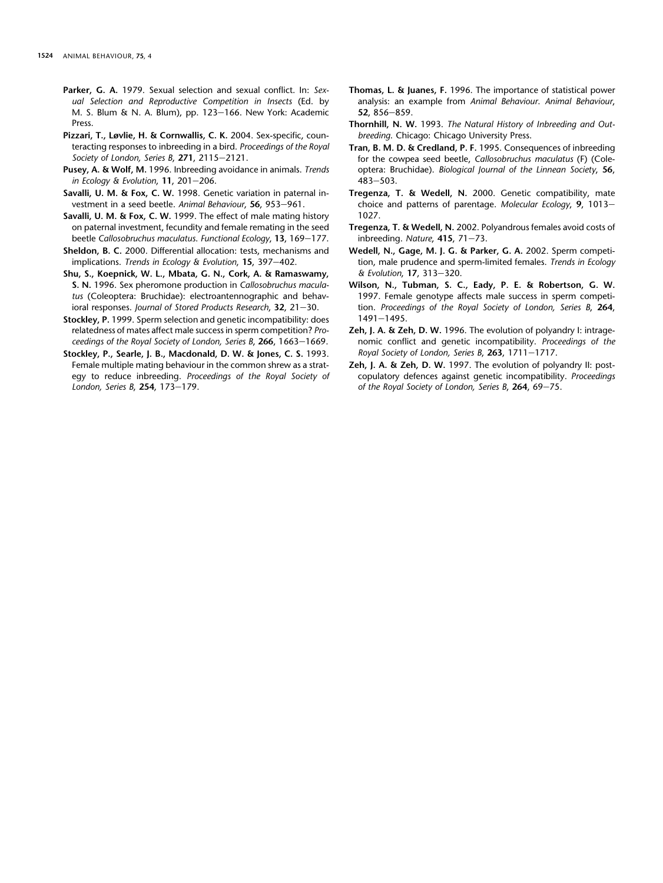**Parker, G. A.** 1979. Sexual selection and sexual conflict. In: *Sexual Selection and Reproductive Competition in Insects* (Ed. by M. S. Blum & N. A. Blum), pp. 123–166. New York: Academic Press.

**Pizzari, T., Løvlie, H. & Cornwallis, C. K.** 2004. Sex-specific, counteracting responses to inbreeding in a bird. *Proceedings of the Royal Society of London, Series B*, **271**, 2115–2121.

**Pusey, A. & Wolf, M.** 1996. Inbreeding avoidance in animals. *Trends in Ecology & Evolution*, **11**, 201–206.

**Savalli, U. M. & Fox, C. W.** 1998. Genetic variation in paternal investment in a seed beetle. *Animal Behaviour*, **56**, 953–961.

**Savalli, U. M. & Fox, C. W.** 1999. The effect of male mating history on paternal investment, fecundity and female remating in the seed beetle *Callosobruchus maculatus*. *Functional Ecology*, **13**, 169–177.

**Sheldon, B. C.** 2000. Differential allocation: tests, mechanisms and implications. *Trends in Ecology & Evolution*, **15**, 397–402.

**Shu, S., Koepnick, W. L., Mbata, G. N., Cork, A. & Ramaswamy, S. N.** 1996. Sex pheromone production in *Callosobruchus maculatus* (Coleoptera: Bruchidae): electroantennographic and behavioral responses. *Journal of Stored Products Research*, **32**, 21–30.

**Stockley, P.** 1999. Sperm selection and genetic incompatibility: does relatedness of mates affect male success in sperm competition? *Proceedings of the Royal Society of London, Series B*, **266**, 1663–1669.

**Stockley, P., Searle, J. B., Macdonald, D. W. & Jones, C. S.** 1993. Female multiple mating behaviour in the common shrew as a strategy to reduce inbreeding. *Proceedings of the Royal Society of London, Series B*, **254**, 173–179.

**Thomas, L. & Juanes, F.** 1996. The importance of statistical power analysis: an example from *Animal Behaviour*. *Animal Behaviour*, **52**, 856–859.

**Thornhill, N. W.** 1993. *The Natural History of Inbreeding and Outbreeding*. Chicago: Chicago University Press.

**Tran, B. M. D. & Credland, P. F.** 1995. Consequences of inbreeding for the cowpea seed beetle, *Callosobruchus maculatus* (F) (Coleoptera: Bruchidae). *Biological Journal of the Linnean Society*, **56**, 483–503.

**Tregenza, T. & Wedell, N.** 2000. Genetic compatibility, mate choice and patterns of parentage. *Molecular Ecology*, **9**, 1013–1027.

**Tregenza, T. & Wedell, N.** 2002. Polyandrous females avoid costs of inbreeding. *Nature*, **415**, 71–73.

**Wedell, N., Gage, M. J. G. & Parker, G. A.** 2002. Sperm competition, male prudence and sperm-limited females. *Trends in Ecology & Evolution*, **17**, 313–320.

**Wilson, N., Tubman, S. C., Eady, P. E. & Robertson, G. W.** 1997. Female genotype affects male success in sperm competition. *Proceedings of the Royal Society of London, Series B*, **264**, 1491–1495.

**Zeh, J. A. & Zeh, D. W.** 1996. The evolution of polyandry I: intragenomic conflict and genetic incompatibility. *Proceedings of the Royal Society of London, Series B*, **263**, 1711–1717.

**Zeh, J. A. & Zeh, D. W.** 1997. The evolution of polyandry II: post-copulatory defences against genetic incompatibility. *Proceedings of the Royal Society of London, Series B*, **264**, 69–75.